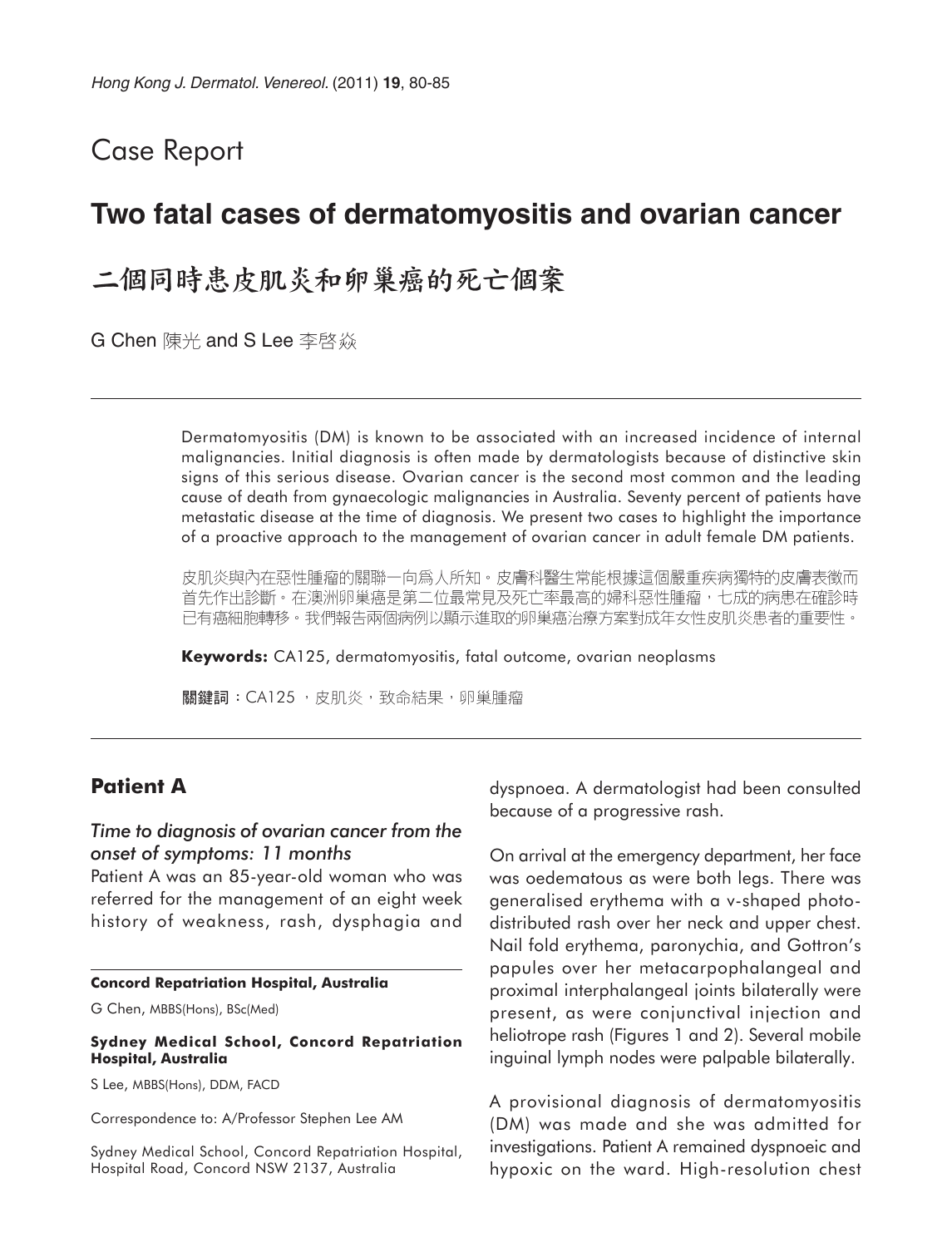Case Report

# Two fatal cases of dermatomyositis and ovarian cancer

# 二個同時患皮肌炎和卵巢癌的死亡個案

G Chen 陳光 and S Lee 李啓焱

Dermatomyositis (DM) is known to be associated with an increased incidence of internal malignancies. Initial diagnosis is often made by dermatologists because of distinctive skin signs of this serious disease. Ovarian cancer is the second most common and the leading cause of death from gynaecologic malignancies in Australia. Seventy percent of patients have metastatic disease at the time of diagnosis. We present two cases to highlight the importance of a proactive approach to the management of ovarian cancer in adult female DM patients.

皮肌炎與內在惡性腫瘤的關聯一向為人所知。皮膚科醫生常能根據這個嚴重疾病獨特的皮膚表徵而首先作出診斷。在澳洲卵巢癌是第二位最常見及死亡率最高的婦科惡性腫瘤，七成的病患在確診時已有癌細胞轉移。我們報告兩個病例以顯示進取的卵巢癌治療方案對成年女性皮肌炎患者的重要性。

**Keywords:** CA125, dermatomyositis, fatal outcome, ovarian neoplasms

**關鍵詞**：CA125 ，皮肌炎，致命結果，卵巢腫瘤

## Patient A

### *Time to diagnosis of ovarian cancer from the onset of symptoms: 11 months*

Patient A was an 85-year-old woman who was referred for the management of an eight week history of weakness, rash, dysphagia and dyspnoea. A dermatologist had been consulted because of a progressive rash.

On arrival at the emergency department, her face was oedematous as were both legs. There was generalised erythema with a v-shaped photo-distributed rash over her neck and upper chest. Nail fold erythema, paronychia, and Gottron's papules over her metacarpophalangeal and proximal interphalangeal joints bilaterally were present, as were conjunctival injection and heliotrope rash (Figures 1 and 2). Several mobile inguinal lymph nodes were palpable bilaterally.

A provisional diagnosis of dermatomyositis (DM) was made and she was admitted for investigations. Patient A remained dyspnoeic and hypoxic on the ward. High-resolution chest

**Concord Repatriation Hospital, Australia**

G Chen, MBBS(Hons), BSc(Med)

**Sydney Medical School, Concord Repatriation Hospital, Australia**

S Lee, MBBS(Hons), DDM, FACD

Correspondence to: A/Professor Stephen Lee AM

Sydney Medical School, Concord Repatriation Hospital, Hospital Road, Concord NSW 2137, Australia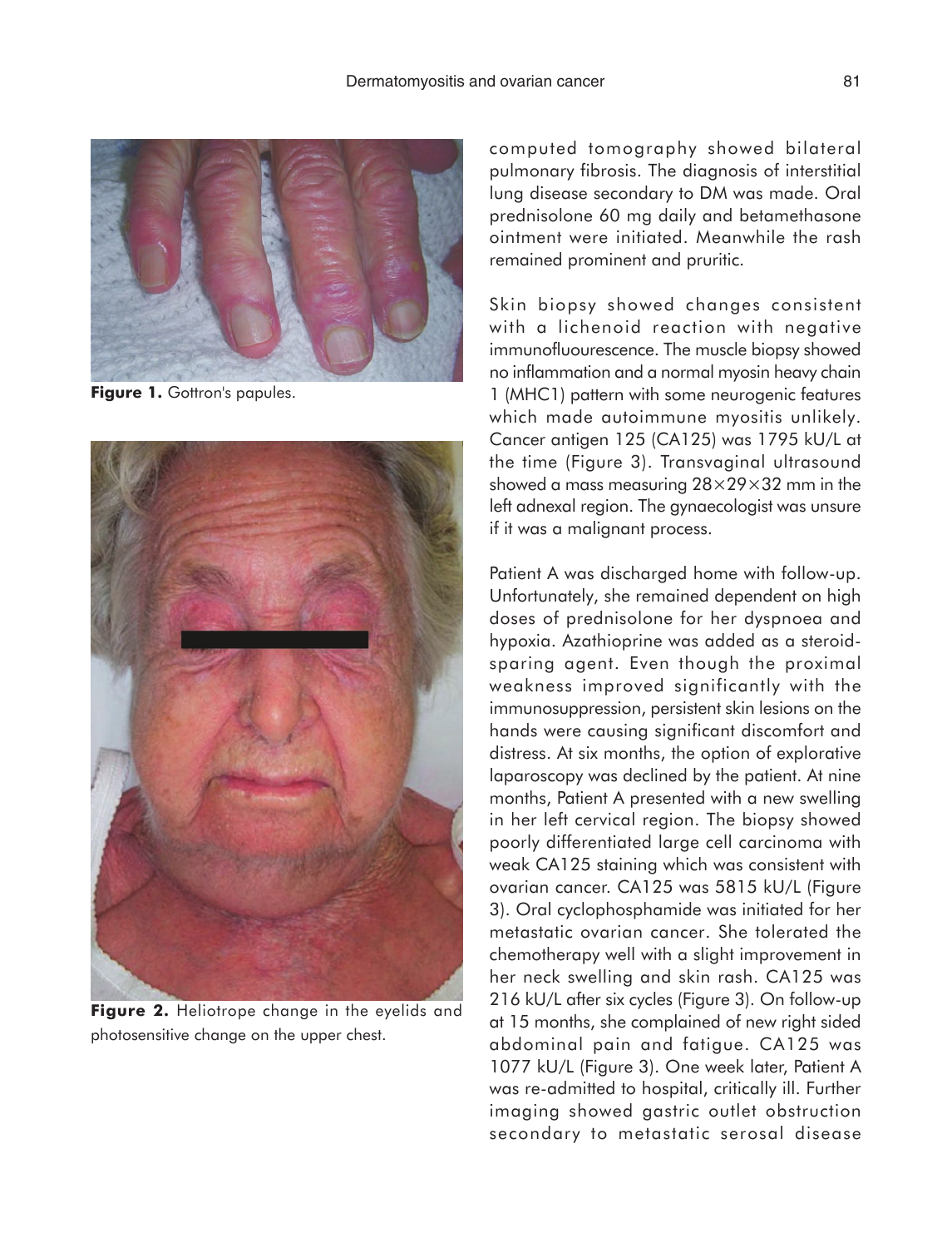**Figure 1.** Gottron's papules.

**Figure 2.** Heliotrope change in the eyelids and photosensitive change on the upper chest.

computed tomography showed bilateral pulmonary fibrosis. The diagnosis of interstitial lung disease secondary to DM was made. Oral prednisolone 60 mg daily and betamethasone ointment were initiated. Meanwhile the rash remained prominent and pruritic.

Skin biopsy showed changes consistent with a lichenoid reaction with negative immunofluourescence. The muscle biopsy showed no inflammation and a normal myosin heavy chain 1 (MHC1) pattern with some neurogenic features which made autoimmune myositis unlikely. Cancer antigen 125 (CA125) was 1795 kU/L at the time (Figure 3). Transvaginal ultrasound showed a mass measuring 28×29×32 mm in the left adnexal region. The gynaecologist was unsure if it was a malignant process.

Patient A was discharged home with follow-up. Unfortunately, she remained dependent on high doses of prednisolone for her dyspnoea and hypoxia. Azathioprine was added as a steroid-sparing agent. Even though the proximal weakness improved significantly with the immunosuppression, persistent skin lesions on the hands were causing significant discomfort and distress. At six months, the option of explorative laparoscopy was declined by the patient. At nine months, Patient A presented with a new swelling in her left cervical region. The biopsy showed poorly differentiated large cell carcinoma with weak CA125 staining which was consistent with ovarian cancer. CA125 was 5815 kU/L (Figure 3). Oral cyclophosphamide was initiated for her metastatic ovarian cancer. She tolerated the chemotherapy well with a slight improvement in her neck swelling and skin rash. CA125 was 216 kU/L after six cycles (Figure 3). On follow-up at 15 months, she complained of new right sided abdominal pain and fatigue. CA125 was 1077 kU/L (Figure 3). One week later, Patient A was re-admitted to hospital, critically ill. Further imaging showed gastric outlet obstruction secondary to metastatic serosal disease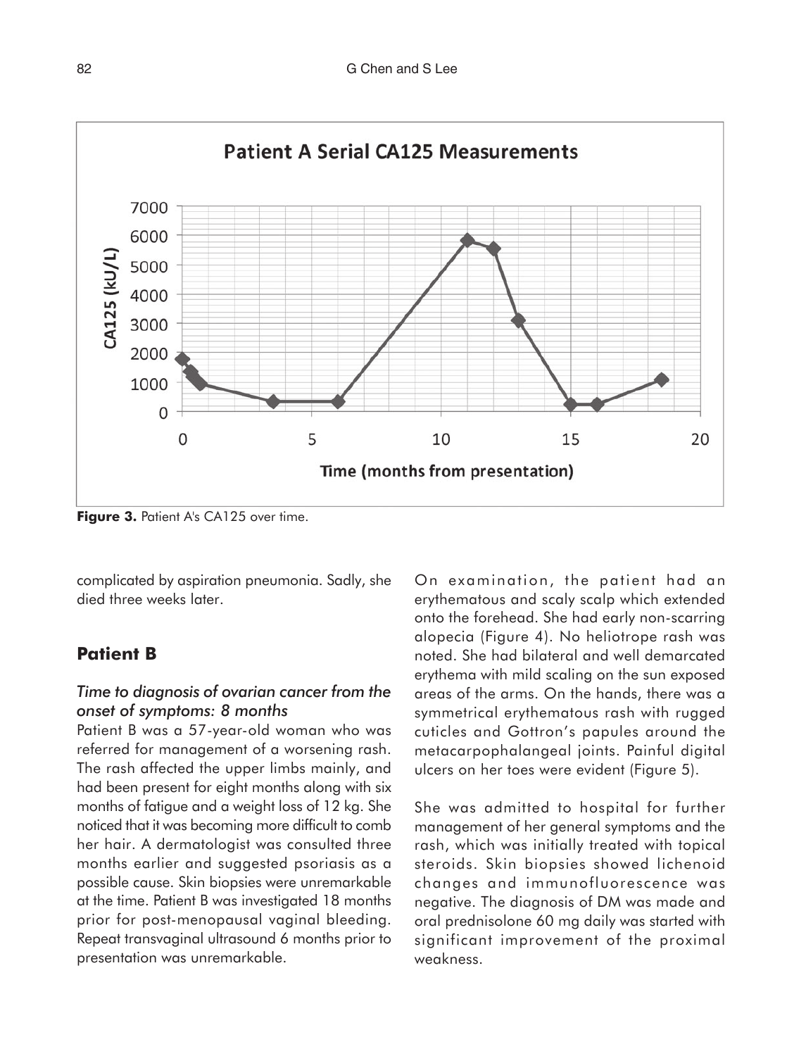Figure 3. Patient A's CA125 over time.

complicated by aspiration pneumonia. Sadly, she died three weeks later.

## Patient B

### *Time to diagnosis of ovarian cancer from the onset of symptoms: 8 months*

Patient B was a 57-year-old woman who was referred for management of a worsening rash. The rash affected the upper limbs mainly, and had been present for eight months along with six months of fatigue and a weight loss of 12 kg. She noticed that it was becoming more difficult to comb her hair. A dermatologist was consulted three months earlier and suggested psoriasis as a possible cause. Skin biopsies were unremarkable at the time. Patient B was investigated 18 months prior for post-menopausal vaginal bleeding. Repeat transvaginal ultrasound 6 months prior to presentation was unremarkable.

On examination, the patient had an erythematous and scaly scalp which extended onto the forehead. She had early non-scarring alopecia (Figure 4). No heliotrope rash was noted. She had bilateral and well demarcated erythema with mild scaling on the sun exposed areas of the arms. On the hands, there was a symmetrical erythematous rash with rugged cuticles and Gottron's papules around the metacarpophalangeal joints. Painful digital ulcers on her toes were evident (Figure 5).

She was admitted to hospital for further management of her general symptoms and the rash, which was initially treated with topical steroids. Skin biopsies showed lichenoid changes and immunofluorescence was negative. The diagnosis of DM was made and oral prednisolone 60 mg daily was started with significant improvement of the proximal weakness.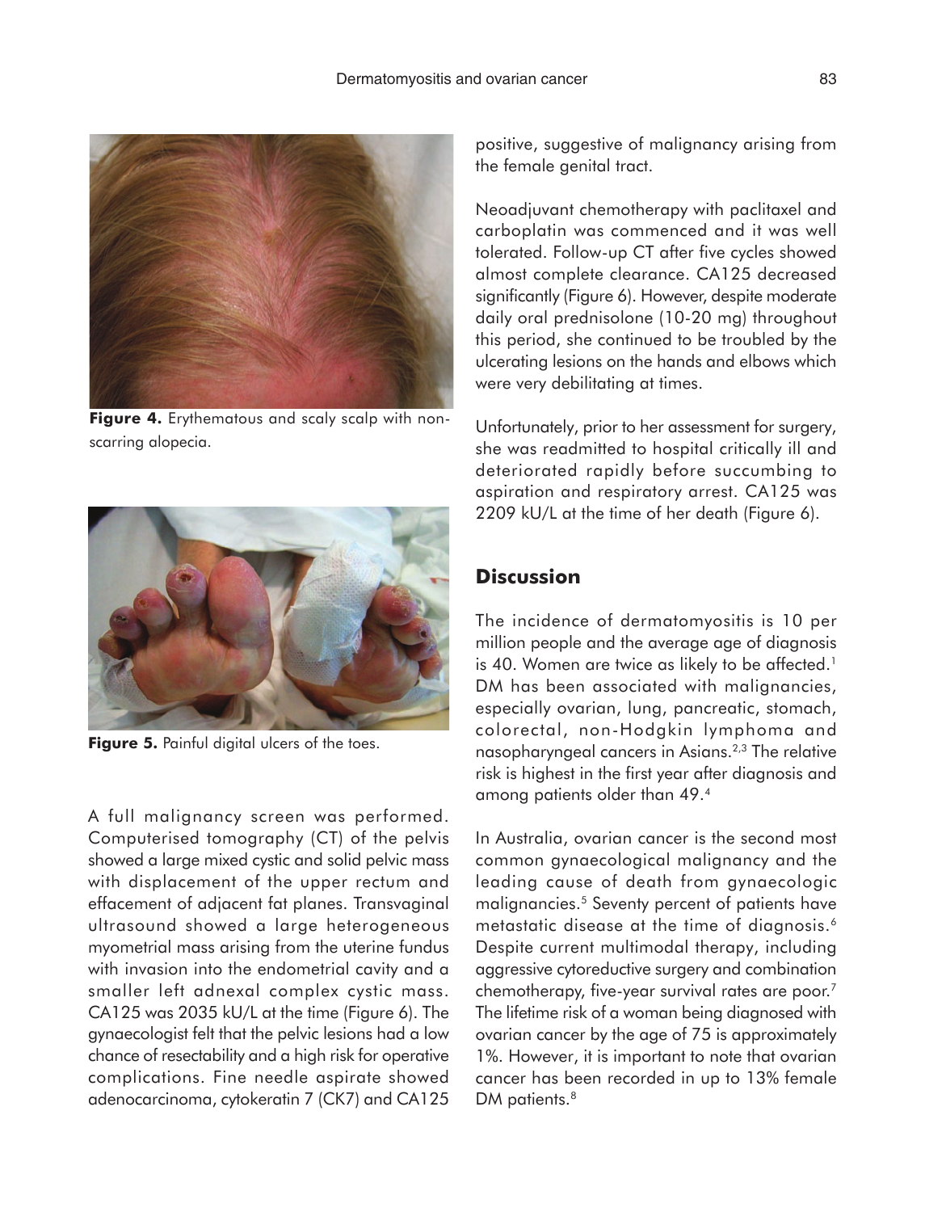Figure 4. Erythematous and scaly scalp with non-scarring alopecia.

Figure 5. Painful digital ulcers of the toes.

A full malignancy screen was performed. Computerised tomography (CT) of the pelvis showed a large mixed cystic and solid pelvic mass with displacement of the upper rectum and effacement of adjacent fat planes. Transvaginal ultrasound showed a large heterogeneous myometrial mass arising from the uterine fundus with invasion into the endometrial cavity and a smaller left adnexal complex cystic mass. CA125 was 2035 kU/L at the time (Figure 6). The gynaecologist felt that the pelvic lesions had a low chance of resectability and a high risk for operative complications. Fine needle aspirate showed adenocarcinoma, cytokeratin 7 (CK7) and CA125 positive, suggestive of malignancy arising from the female genital tract.

Neoadjuvant chemotherapy with paclitaxel and carboplatin was commenced and it was well tolerated. Follow-up CT after five cycles showed almost complete clearance. CA125 decreased significantly (Figure 6). However, despite moderate daily oral prednisolone (10-20 mg) throughout this period, she continued to be troubled by the ulcerating lesions on the hands and elbows which were very debilitating at times.

Unfortunately, prior to her assessment for surgery, she was readmitted to hospital critically ill and deteriorated rapidly before succumbing to aspiration and respiratory arrest. CA125 was 2209 kU/L at the time of her death (Figure 6).

## Discussion

The incidence of dermatomyositis is 10 per million people and the average age of diagnosis is 40. Women are twice as likely to be affected.[1] DM has been associated with malignancies, especially ovarian, lung, pancreatic, stomach, colorectal, non-Hodgkin lymphoma and nasopharyngeal cancers in Asians.[2,3] The relative risk is highest in the first year after diagnosis and among patients older than 49.[4]

In Australia, ovarian cancer is the second most common gynaecological malignancy and the leading cause of death from gynaecologic malignancies.[5] Seventy percent of patients have metastatic disease at the time of diagnosis.[6] Despite current multimodal therapy, including aggressive cytoreductive surgery and combination chemotherapy, five-year survival rates are poor.[7] The lifetime risk of a woman being diagnosed with ovarian cancer by the age of 75 is approximately 1%. However, it is important to note that ovarian cancer has been recorded in up to 13% female DM patients.[8]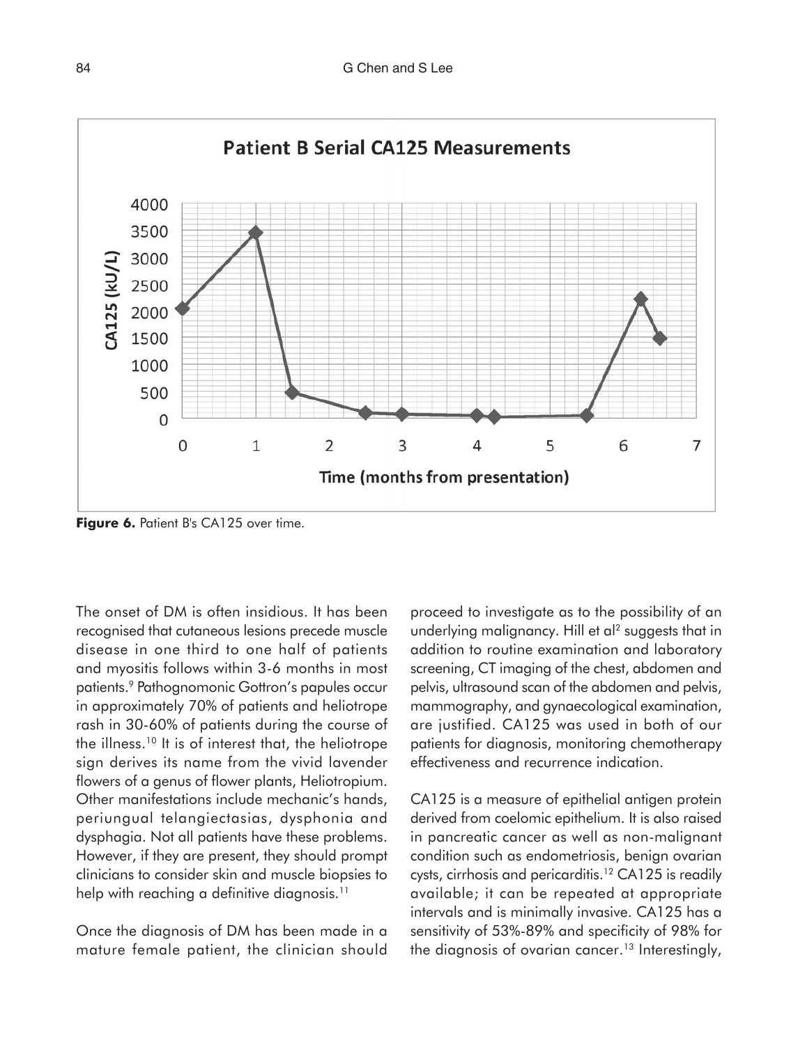Figure 6. Patient B's CA125 over time.

The onset of DM is often insidious. It has been recognised that cutaneous lesions precede muscle disease in one third to one half of patients and myositis follows within 3-6 months in most patients.[9] Pathognomonic Gottron's papules occur in approximately 70% of patients and heliotrope rash in 30-60% of patients during the course of the illness.[10] It is of interest that, the heliotrope sign derives its name from the vivid lavender flowers of a genus of flower plants, Heliotropium. Other manifestations include mechanic's hands, periungual telangiectasias, dysphonia and dysphagia. Not all patients have these problems. However, if they are present, they should prompt clinicians to consider skin and muscle biopsies to help with reaching a definitive diagnosis.[11]

Once the diagnosis of DM has been made in a mature female patient, the clinician should proceed to investigate as to the possibility of an underlying malignancy. Hill et al[2] suggests that in addition to routine examination and laboratory screening, CT imaging of the chest, abdomen and pelvis, ultrasound scan of the abdomen and pelvis, mammography, and gynaecological examination, are justified. CA125 was used in both of our patients for diagnosis, monitoring chemotherapy effectiveness and recurrence indication.

CA125 is a measure of epithelial antigen protein derived from coelomic epithelium. It is also raised in pancreatic cancer as well as non-malignant condition such as endometriosis, benign ovarian cysts, cirrhosis and pericarditis.[12] CA125 is readily available; it can be repeated at appropriate intervals and is minimally invasive. CA125 has a sensitivity of 53%-89% and specificity of 98% for the diagnosis of ovarian cancer.[13] Interestingly,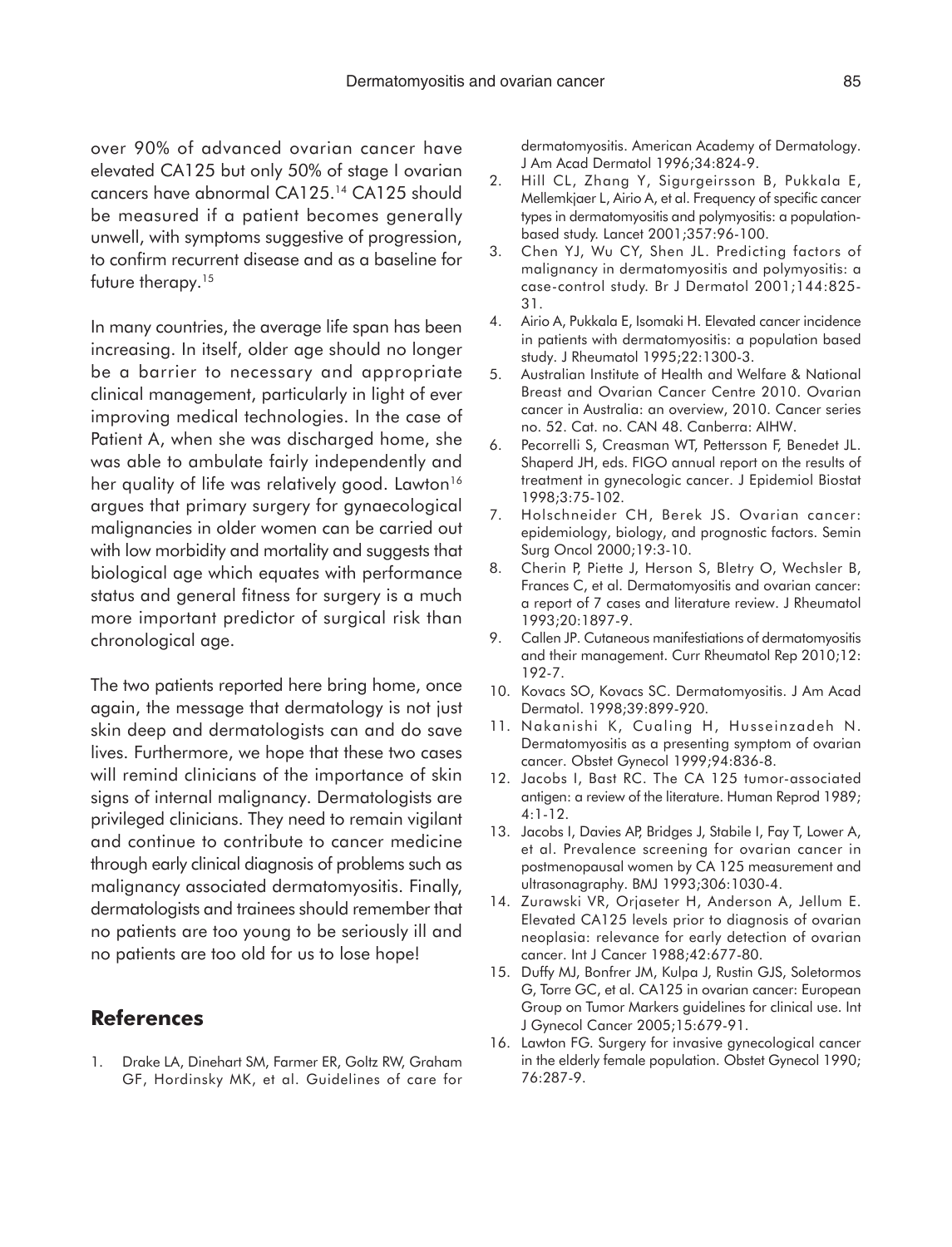over 90% of advanced ovarian cancer have elevated CA125 but only 50% of stage I ovarian cancers have abnormal CA125.[14] CA125 should be measured if a patient becomes generally unwell, with symptoms suggestive of progression, to confirm recurrent disease and as a baseline for future therapy.[15]

In many countries, the average life span has been increasing. In itself, older age should no longer be a barrier to necessary and appropriate clinical management, particularly in light of ever improving medical technologies. In the case of Patient A, when she was discharged home, she was able to ambulate fairly independently and her quality of life was relatively good. Lawton[16] argues that primary surgery for gynaecological malignancies in older women can be carried out with low morbidity and mortality and suggests that biological age which equates with performance status and general fitness for surgery is a much more important predictor of surgical risk than chronological age.

The two patients reported here bring home, once again, the message that dermatology is not just skin deep and dermatologists can and do save lives. Furthermore, we hope that these two cases will remind clinicians of the importance of skin signs of internal malignancy. Dermatologists are privileged clinicians. They need to remain vigilant and continue to contribute to cancer medicine through early clinical diagnosis of problems such as malignancy associated dermatomyositis. Finally, dermatologists and trainees should remember that no patients are too young to be seriously ill and no patients are too old for us to lose hope!

## References

1. Drake LA, Dinehart SM, Farmer ER, Goltz RW, Graham GF, Hordinsky MK, et al. Guidelines of care for dermatomyositis. American Academy of Dermatology. J Am Acad Dermatol 1996;34:824-9.
2. Hill CL, Zhang Y, Sigurgeirsson B, Pukkala E, Mellemkjaer L, Airio A, et al. Frequency of specific cancer types in dermatomyositis and polymyositis: a population-based study. Lancet 2001;357:96-100.
3. Chen YJ, Wu CY, Shen JL. Predicting factors of malignancy in dermatomyositis and polymyositis: a case-control study. Br J Dermatol 2001;144:825-31.
4. Airio A, Pukkala E, Isomaki H. Elevated cancer incidence in patients with dermatomyositis: a population based study. J Rheumatol 1995;22:1300-3.
5. Australian Institute of Health and Welfare & National Breast and Ovarian Cancer Centre 2010. Ovarian cancer in Australia: an overview, 2010. Cancer series no. 52. Cat. no. CAN 48. Canberra: AIHW.
6. Pecorrelli S, Creasman WT, Pettersson F, Benedet JL. Shaperd JH, eds. FIGO annual report on the results of treatment in gynecologic cancer. J Epidemiol Biostat 1998;3:75-102.
7. Holschneider CH, Berek JS. Ovarian cancer: epidemiology, biology, and prognostic factors. Semin Surg Oncol 2000;19:3-10.
8. Cherin P, Piette J, Herson S, Bletry O, Wechsler B, Frances C, et al. Dermatomyositis and ovarian cancer: a report of 7 cases and literature review. J Rheumatol 1993;20:1897-9.
9. Callen JP. Cutaneous manifestiations of dermatomyositis and their management. Curr Rheumatol Rep 2010;12: 192-7.
10. Kovacs SO, Kovacs SC. Dermatomyositis. J Am Acad Dermatol. 1998;39:899-920.
11. Nakanishi K, Cualing H, Husseinzadeh N. Dermatomyositis as a presenting symptom of ovarian cancer. Obstet Gynecol 1999;94:836-8.
12. Jacobs I, Bast RC. The CA 125 tumor-associated antigen: a review of the literature. Human Reprod 1989; 4:1-12.
13. Jacobs I, Davies AP, Bridges J, Stabile I, Fay T, Lower A, et al. Prevalence screening for ovarian cancer in postmenopausal women by CA 125 measurement and ultrasonagraphy. BMJ 1993;306:1030-4.
14. Zurawski VR, Orjaseter H, Anderson A, Jellum E. Elevated CA125 levels prior to diagnosis of ovarian neoplasia: relevance for early detection of ovarian cancer. Int J Cancer 1988;42:677-80.
15. Duffy MJ, Bonfrer JM, Kulpa J, Rustin GJS, Soletormos G, Torre GC, et al. CA125 in ovarian cancer: European Group on Tumor Markers guidelines for clinical use. Int J Gynecol Cancer 2005;15:679-91.
16. Lawton FG. Surgery for invasive gynecological cancer in the elderly female population. Obstet Gynecol 1990; 76:287-9.